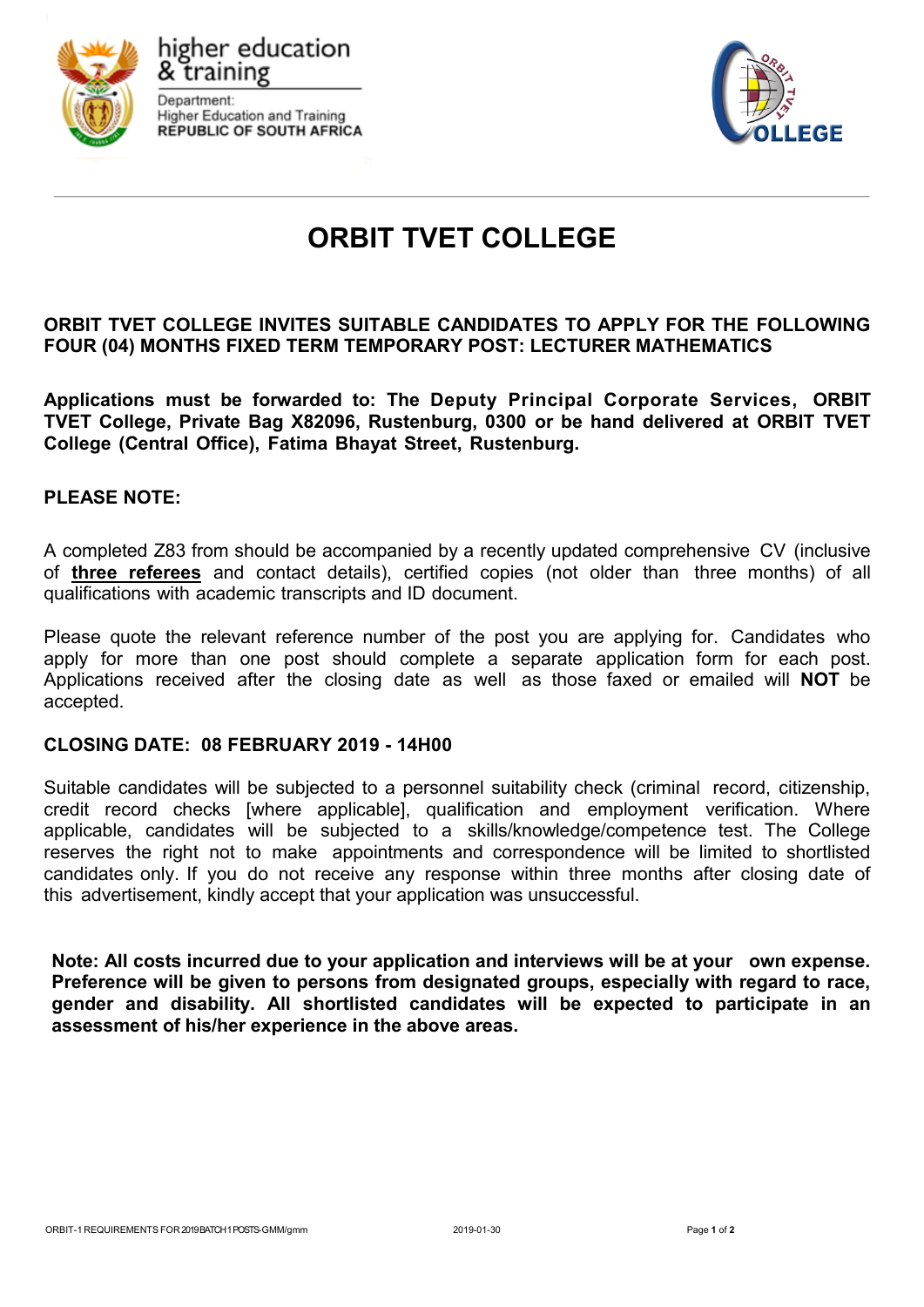higher education & training

Department:
Higher Education and Training
REPUBLIC OF SOUTH AFRICA

# ORBIT TVET COLLEGE

**ORBIT TVET COLLEGE INVITES SUITABLE CANDIDATES TO APPLY FOR THE FOLLOWING FOUR (04) MONTHS FIXED TERM TEMPORARY POST: LECTURER MATHEMATICS**

**Applications must be forwarded to: The Deputy Principal Corporate Services, ORBIT TVET College, Private Bag X82096, Rustenburg, 0300 or be hand delivered at ORBIT TVET College (Central Office), Fatima Bhayat Street, Rustenburg.**

**PLEASE NOTE:**

A completed Z83 from should be accompanied by a recently updated comprehensive CV (inclusive of **<u>three referees</u>** and contact details), certified copies (not older than three months) of all qualifications with academic transcripts and ID document.

Please quote the relevant reference number of the post you are applying for. Candidates who apply for more than one post should complete a separate application form for each post. Applications received after the closing date as well as those faxed or emailed will **NOT** be accepted.

**CLOSING DATE: 08 FEBRUARY 2019 - 14H00**

Suitable candidates will be subjected to a personnel suitability check (criminal record, citizenship, credit record checks [where applicable], qualification and employment verification. Where applicable, candidates will be subjected to a skills/knowledge/competence test. The College reserves the right not to make appointments and correspondence will be limited to shortlisted candidates only. If you do not receive any response within three months after closing date of this advertisement, kindly accept that your application was unsuccessful.

**Note: All costs incurred due to your application and interviews will be at your own expense. Preference will be given to persons from designated groups, especially with regard to race, gender and disability. All shortlisted candidates will be expected to participate in an assessment of his/her experience in the above areas.**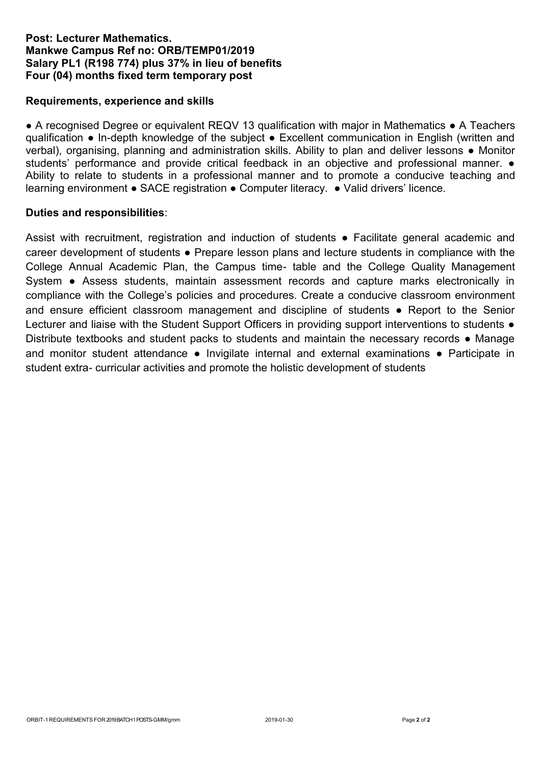**Post: Lecturer Mathematics.**
**Mankwe Campus Ref no: ORB/TEMP01/2019**
**Salary PL1 (R198 774) plus 37% in lieu of benefits**
**Four (04) months fixed term temporary post**

**Requirements, experience and skills**

● A recognised Degree or equivalent REQV 13 qualification with major in Mathematics ● A Teachers qualification ● In-depth knowledge of the subject ● Excellent communication in English (written and verbal), organising, planning and administration skills. Ability to plan and deliver lessons ● Monitor students' performance and provide critical feedback in an objective and professional manner. ● Ability to relate to students in a professional manner and to promote a conducive teaching and learning environment ● SACE registration ● Computer literacy. ● Valid drivers' licence.

**Duties and responsibilities**:

Assist with recruitment, registration and induction of students ● Facilitate general academic and career development of students ● Prepare lesson plans and lecture students in compliance with the College Annual Academic Plan, the Campus time- table and the College Quality Management System ● Assess students, maintain assessment records and capture marks electronically in compliance with the College's policies and procedures. Create a conducive classroom environment and ensure efficient classroom management and discipline of students ● Report to the Senior Lecturer and liaise with the Student Support Officers in providing support interventions to students ● Distribute textbooks and student packs to students and maintain the necessary records ● Manage and monitor student attendance ● Invigilate internal and external examinations ● Participate in student extra- curricular activities and promote the holistic development of students